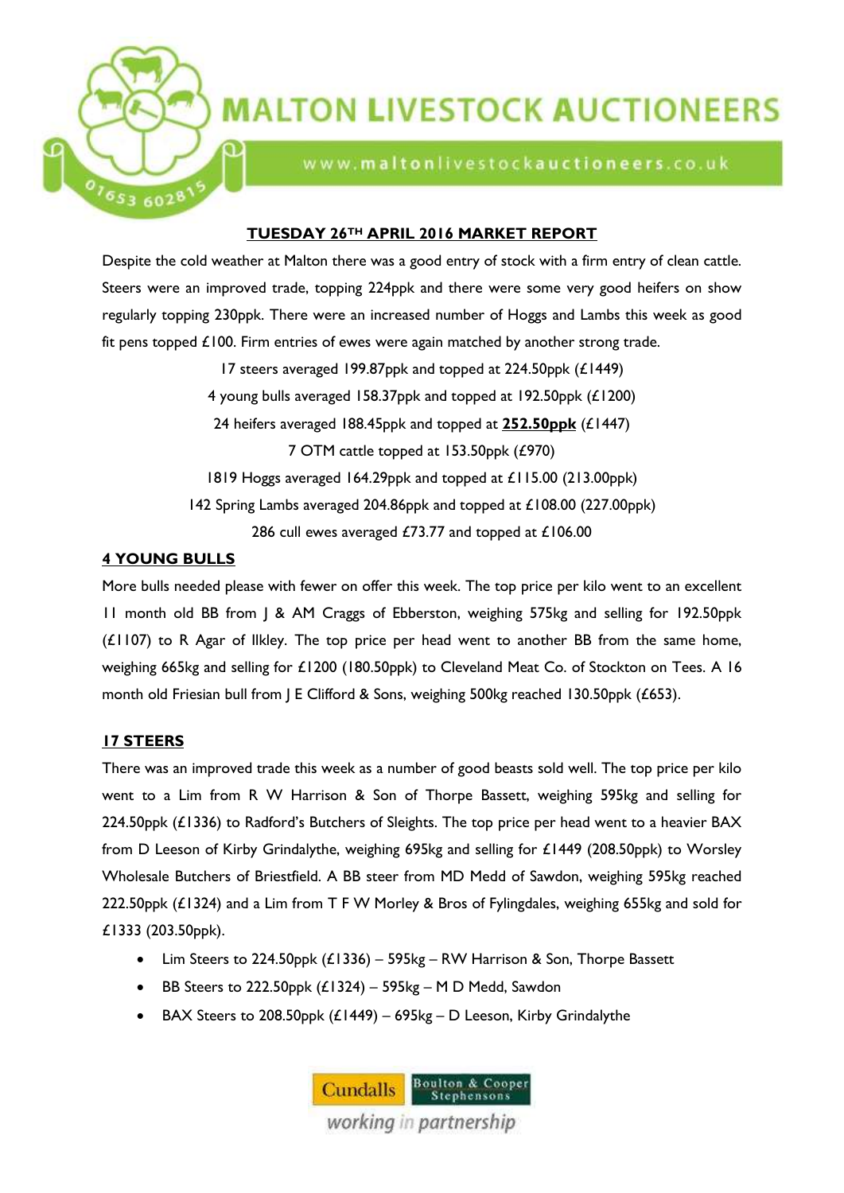# MALTON LIVESTOCK AUCTIONEERS

www.maltonlivestockauctioneers.co.uk

01653 602815

## TUESDAY 26TH APRIL 2016 MARKET REPORT

Despite the cold weather at Malton there was a good entry of stock with a firm entry of clean cattle. Steers were an improved trade, topping 224ppk and there were some very good heifers on show regularly topping 230ppk. There were an increased number of Hoggs and Lambs this week as good fit pens topped £100. Firm entries of ewes were again matched by another strong trade.

17 steers averaged 199.87ppk and topped at 224.50ppk (£1449)

4 young bulls averaged 158.37ppk and topped at 192.50ppk (£1200)

24 heifers averaged 188.45ppk and topped at **252.50ppk** (£1447)

7 OTM cattle topped at 153.50ppk (£970)

1819 Hoggs averaged 164.29ppk and topped at £115.00 (213.00ppk)

142 Spring Lambs averaged 204.86ppk and topped at £108.00 (227.00ppk)

286 cull ewes averaged £73.77 and topped at £106.00

### 4 YOUNG BULLS

More bulls needed please with fewer on offer this week. The top price per kilo went to an excellent 11 month old BB from J & AM Craggs of Ebberston, weighing 575kg and selling for 192.50ppk (£1107) to R Agar of Ilkley. The top price per head went to another BB from the same home, weighing 665kg and selling for £1200 (180.50ppk) to Cleveland Meat Co. of Stockton on Tees. A 16 month old Friesian bull from J E Clifford & Sons, weighing 500kg reached 130.50ppk (£653).

### 17 STEERS

There was an improved trade this week as a number of good beasts sold well. The top price per kilo went to a Lim from R W Harrison & Son of Thorpe Bassett, weighing 595kg and selling for 224.50ppk (£1336) to Radford's Butchers of Sleights. The top price per head went to a heavier BAX from D Leeson of Kirby Grindalythe, weighing 695kg and selling for £1449 (208.50ppk) to Worsley Wholesale Butchers of Briestfield. A BB steer from MD Medd of Sawdon, weighing 595kg reached 222.50ppk (£1324) and a Lim from T F W Morley & Bros of Fylingdales, weighing 655kg and sold for £1333 (203.50ppk).

- Lim Steers to 224.50ppk (£1336) – 595kg – RW Harrison & Son, Thorpe Bassett
- BB Steers to 222.50ppk (£1324) – 595kg – M D Medd, Sawdon
- BAX Steers to 208.50ppk (£1449) – 695kg – D Leeson, Kirby Grindalythe

Cundalls | Boulton & Cooper Stephensons

working in partnership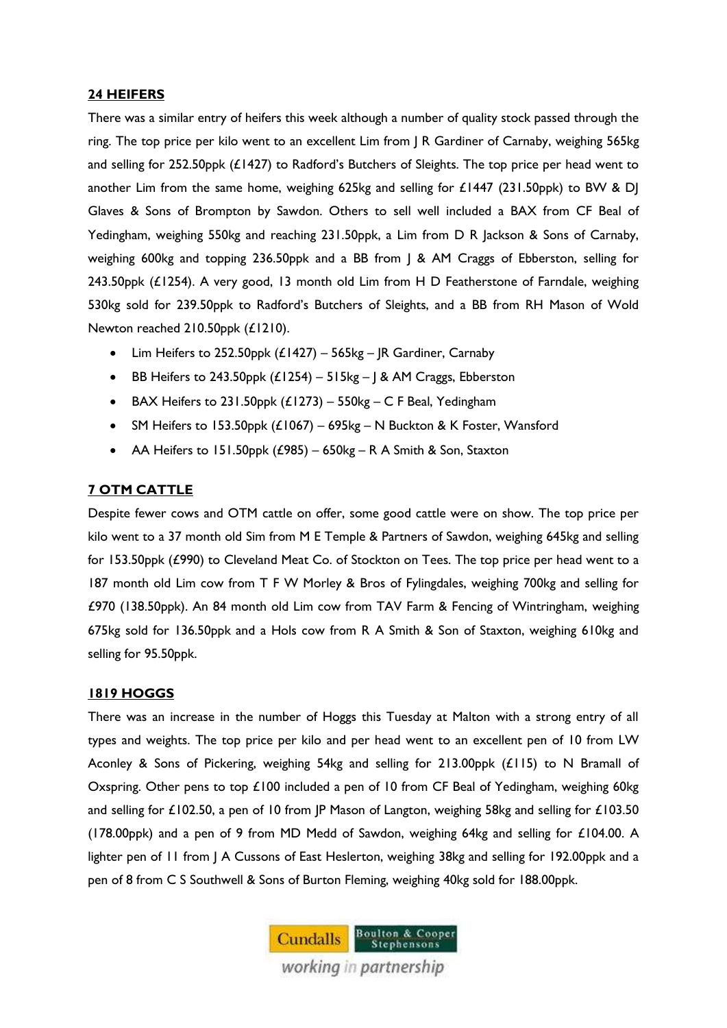## 24 HEIFERS

There was a similar entry of heifers this week although a number of quality stock passed through the ring. The top price per kilo went to an excellent Lim from J R Gardiner of Carnaby, weighing 565kg and selling for 252.50ppk (£1427) to Radford's Butchers of Sleights. The top price per head went to another Lim from the same home, weighing 625kg and selling for £1447 (231.50ppk) to BW & DJ Glaves & Sons of Brompton by Sawdon. Others to sell well included a BAX from CF Beal of Yedingham, weighing 550kg and reaching 231.50ppk, a Lim from D R Jackson & Sons of Carnaby, weighing 600kg and topping 236.50ppk and a BB from J & AM Craggs of Ebberston, selling for 243.50ppk (£1254). A very good, 13 month old Lim from H D Featherstone of Farndale, weighing 530kg sold for 239.50ppk to Radford's Butchers of Sleights, and a BB from RH Mason of Wold Newton reached 210.50ppk (£1210).

- Lim Heifers to 252.50ppk (£1427) – 565kg – JR Gardiner, Carnaby
- BB Heifers to 243.50ppk (£1254) – 515kg – J & AM Craggs, Ebberston
- BAX Heifers to 231.50ppk (£1273) – 550kg – C F Beal, Yedingham
- SM Heifers to 153.50ppk (£1067) – 695kg – N Buckton & K Foster, Wansford
- AA Heifers to 151.50ppk (£985) – 650kg – R A Smith & Son, Staxton

## 7 OTM CATTLE

Despite fewer cows and OTM cattle on offer, some good cattle were on show. The top price per kilo went to a 37 month old Sim from M E Temple & Partners of Sawdon, weighing 645kg and selling for 153.50ppk (£990) to Cleveland Meat Co. of Stockton on Tees. The top price per head went to a 187 month old Lim cow from T F W Morley & Bros of Fylingdales, weighing 700kg and selling for £970 (138.50ppk). An 84 month old Lim cow from TAV Farm & Fencing of Wintringham, weighing 675kg sold for 136.50ppk and a Hols cow from R A Smith & Son of Staxton, weighing 610kg and selling for 95.50ppk.

## 1819 HOGGS

There was an increase in the number of Hoggs this Tuesday at Malton with a strong entry of all types and weights. The top price per kilo and per head went to an excellent pen of 10 from LW Aconley & Sons of Pickering, weighing 54kg and selling for 213.00ppk (£115) to N Bramall of Oxspring. Other pens to top £100 included a pen of 10 from CF Beal of Yedingham, weighing 60kg and selling for £102.50, a pen of 10 from JP Mason of Langton, weighing 58kg and selling for £103.50 (178.00ppk) and a pen of 9 from MD Medd of Sawdon, weighing 64kg and selling for £104.00. A lighter pen of 11 from J A Cussons of East Heslerton, weighing 38kg and selling for 192.00ppk and a pen of 8 from C S Southwell & Sons of Burton Fleming, weighing 40kg sold for 188.00ppk.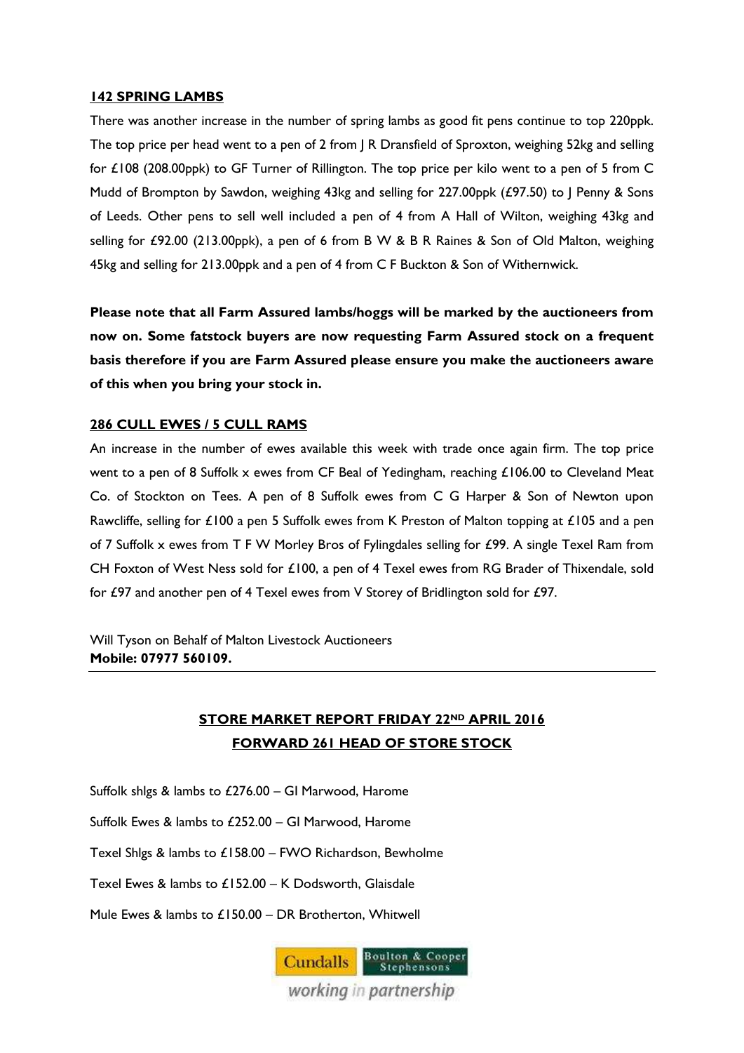**142 SPRING LAMBS**

There was another increase in the number of spring lambs as good fit pens continue to top 220ppk. The top price per head went to a pen of 2 from J R Dransfield of Sproxton, weighing 52kg and selling for £108 (208.00ppk) to GF Turner of Rillington. The top price per kilo went to a pen of 5 from C Mudd of Brompton by Sawdon, weighing 43kg and selling for 227.00ppk (£97.50) to J Penny & Sons of Leeds. Other pens to sell well included a pen of 4 from A Hall of Wilton, weighing 43kg and selling for £92.00 (213.00ppk), a pen of 6 from B W & B R Raines & Son of Old Malton, weighing 45kg and selling for 213.00ppk and a pen of 4 from C F Buckton & Son of Withernwick.

**Please note that all Farm Assured lambs/hoggs will be marked by the auctioneers from now on. Some fatstock buyers are now requesting Farm Assured stock on a frequent basis therefore if you are Farm Assured please ensure you make the auctioneers aware of this when you bring your stock in.**

**286 CULL EWES / 5 CULL RAMS**

An increase in the number of ewes available this week with trade once again firm. The top price went to a pen of 8 Suffolk x ewes from CF Beal of Yedingham, reaching £106.00 to Cleveland Meat Co. of Stockton on Tees. A pen of 8 Suffolk ewes from C G Harper & Son of Newton upon Rawcliffe, selling for £100 a pen 5 Suffolk ewes from K Preston of Malton topping at £105 and a pen of 7 Suffolk x ewes from T F W Morley Bros of Fylingdales selling for £99. A single Texel Ram from CH Foxton of West Ness sold for £100, a pen of 4 Texel ewes from RG Brader of Thixendale, sold for £97 and another pen of 4 Texel ewes from V Storey of Bridlington sold for £97.

Will Tyson on Behalf of Malton Livestock Auctioneers
**Mobile: 07977 560109.**

---

**STORE MARKET REPORT FRIDAY 22ND APRIL 2016**

**FORWARD 261 HEAD OF STORE STOCK**

Suffolk shlgs & lambs to £276.00 – GI Marwood, Harome

Suffolk Ewes & lambs to £252.00 – GI Marwood, Harome

Texel Shlgs & lambs to £158.00 – FWO Richardson, Bewholme

Texel Ewes & lambs to £152.00 – K Dodsworth, Glaisdale

Mule Ewes & lambs to £150.00 – DR Brotherton, Whitwell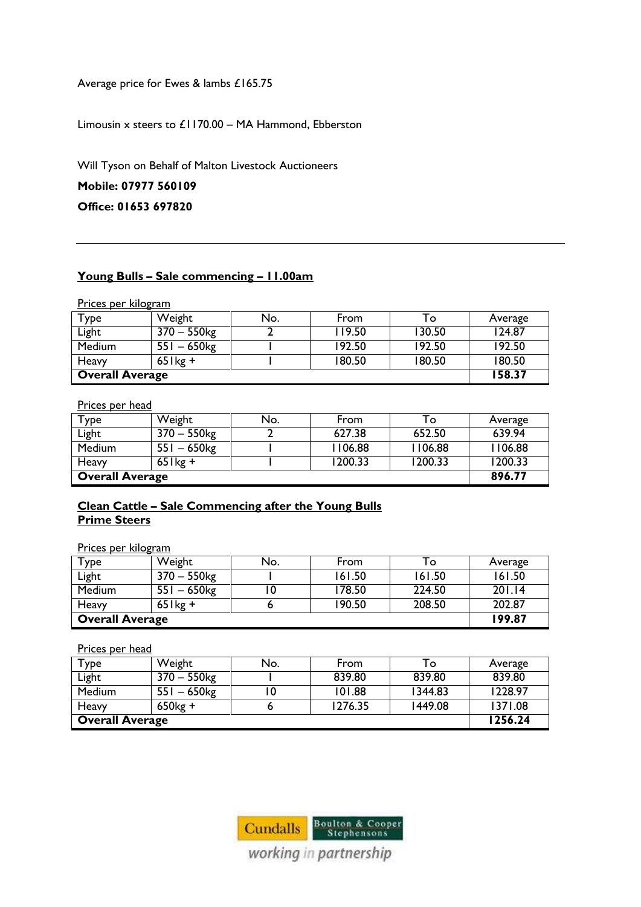Average price for Ewes & lambs £165.75

Limousin x steers to £1170.00 – MA Hammond, Ebberston

Will Tyson on Behalf of Malton Livestock Auctioneers

**Mobile: 07977 560109**

**Office: 01653 697820**

---

## Young Bulls – Sale commencing – 11.00am

Prices per kilogram

| Type | Weight | No. | From | To | Average |
|---|---|---|---|---|---|
| Light | 370 – 550kg | 2 | 119.50 | 130.50 | 124.87 |
| Medium | 551 – 650kg | 1 | 192.50 | 192.50 | 192.50 |
| Heavy | 651kg + | 1 | 180.50 | 180.50 | 180.50 |
| **Overall Average** | | | | | **158.37** |

Prices per head

| Type | Weight | No. | From | To | Average |
|---|---|---|---|---|---|
| Light | 370 – 550kg | 2 | 627.38 | 652.50 | 639.94 |
| Medium | 551 – 650kg | 1 | 1106.88 | 1106.88 | 1106.88 |
| Heavy | 651kg + | 1 | 1200.33 | 1200.33 | 1200.33 |
| **Overall Average** | | | | | **896.77** |

## Clean Cattle – Sale Commencing after the Young Bulls

### Prime Steers

Prices per kilogram

| Type | Weight | No. | From | To | Average |
|---|---|---|---|---|---|
| Light | 370 – 550kg | 1 | 161.50 | 161.50 | 161.50 |
| Medium | 551 – 650kg | 10 | 178.50 | 224.50 | 201.14 |
| Heavy | 651kg + | 6 | 190.50 | 208.50 | 202.87 |
| **Overall Average** | | | | | **199.87** |

Prices per head

| Type | Weight | No. | From | To | Average |
|---|---|---|---|---|---|
| Light | 370 – 550kg | 1 | 839.80 | 839.80 | 839.80 |
| Medium | 551 – 650kg | 10 | 101.88 | 1344.83 | 1228.97 |
| Heavy | 650kg + | 6 | 1276.35 | 1449.08 | 1371.08 |
| **Overall Average** | | | | | **1256.24** |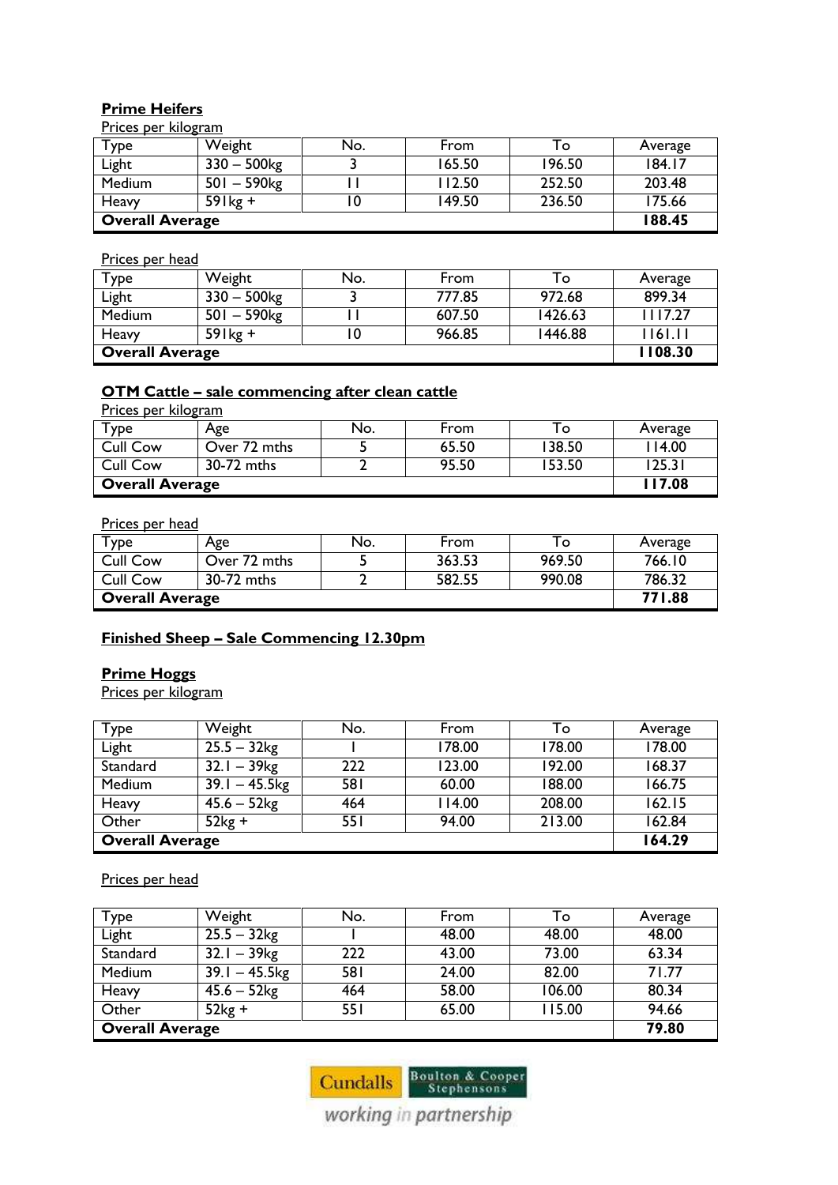## Prime Heifers

Prices per kilogram

| Type | Weight | No. | From | To | Average |
|---|---|---|---|---|---|
| Light | 330 – 500kg | 3 | 165.50 | 196.50 | 184.17 |
| Medium | 501 – 590kg | 11 | 112.50 | 252.50 | 203.48 |
| Heavy | 591kg + | 10 | 149.50 | 236.50 | 175.66 |
| **Overall Average** | | | | | **188.45** |

Prices per head

| Type | Weight | No. | From | To | Average |
|---|---|---|---|---|---|
| Light | 330 – 500kg | 3 | 777.85 | 972.68 | 899.34 |
| Medium | 501 – 590kg | 11 | 607.50 | 1426.63 | 1117.27 |
| Heavy | 591kg + | 10 | 966.85 | 1446.88 | 1161.11 |
| **Overall Average** | | | | | **1108.30** |

## OTM Cattle – sale commencing after clean cattle

Prices per kilogram

| Type | Age | No. | From | To | Average |
|---|---|---|---|---|---|
| Cull Cow | Over 72 mths | 5 | 65.50 | 138.50 | 114.00 |
| Cull Cow | 30-72 mths | 2 | 95.50 | 153.50 | 125.31 |
| **Overall Average** | | | | | **117.08** |

Prices per head

| Type | Age | No. | From | To | Average |
|---|---|---|---|---|---|
| Cull Cow | Over 72 mths | 5 | 363.53 | 969.50 | 766.10 |
| Cull Cow | 30-72 mths | 2 | 582.55 | 990.08 | 786.32 |
| **Overall Average** | | | | | **771.88** |

## Finished Sheep – Sale Commencing 12.30pm

## Prime Hoggs

Prices per kilogram

| Type | Weight | No. | From | To | Average |
|---|---|---|---|---|---|
| Light | 25.5 – 32kg | 1 | 178.00 | 178.00 | 178.00 |
| Standard | 32.1 – 39kg | 222 | 123.00 | 192.00 | 168.37 |
| Medium | 39.1 – 45.5kg | 581 | 60.00 | 188.00 | 166.75 |
| Heavy | 45.6 – 52kg | 464 | 114.00 | 208.00 | 162.15 |
| Other | 52kg + | 551 | 94.00 | 213.00 | 162.84 |
| **Overall Average** | | | | | **164.29** |

Prices per head

| Type | Weight | No. | From | To | Average |
|---|---|---|---|---|---|
| Light | 25.5 – 32kg | 1 | 48.00 | 48.00 | 48.00 |
| Standard | 32.1 – 39kg | 222 | 43.00 | 73.00 | 63.34 |
| Medium | 39.1 – 45.5kg | 581 | 24.00 | 82.00 | 71.77 |
| Heavy | 45.6 – 52kg | 464 | 58.00 | 106.00 | 80.34 |
| Other | 52kg + | 551 | 65.00 | 115.00 | 94.66 |
| **Overall Average** | | | | | **79.80** |

Cundalls | Boulton & Cooper Stephensons

*working in partnership*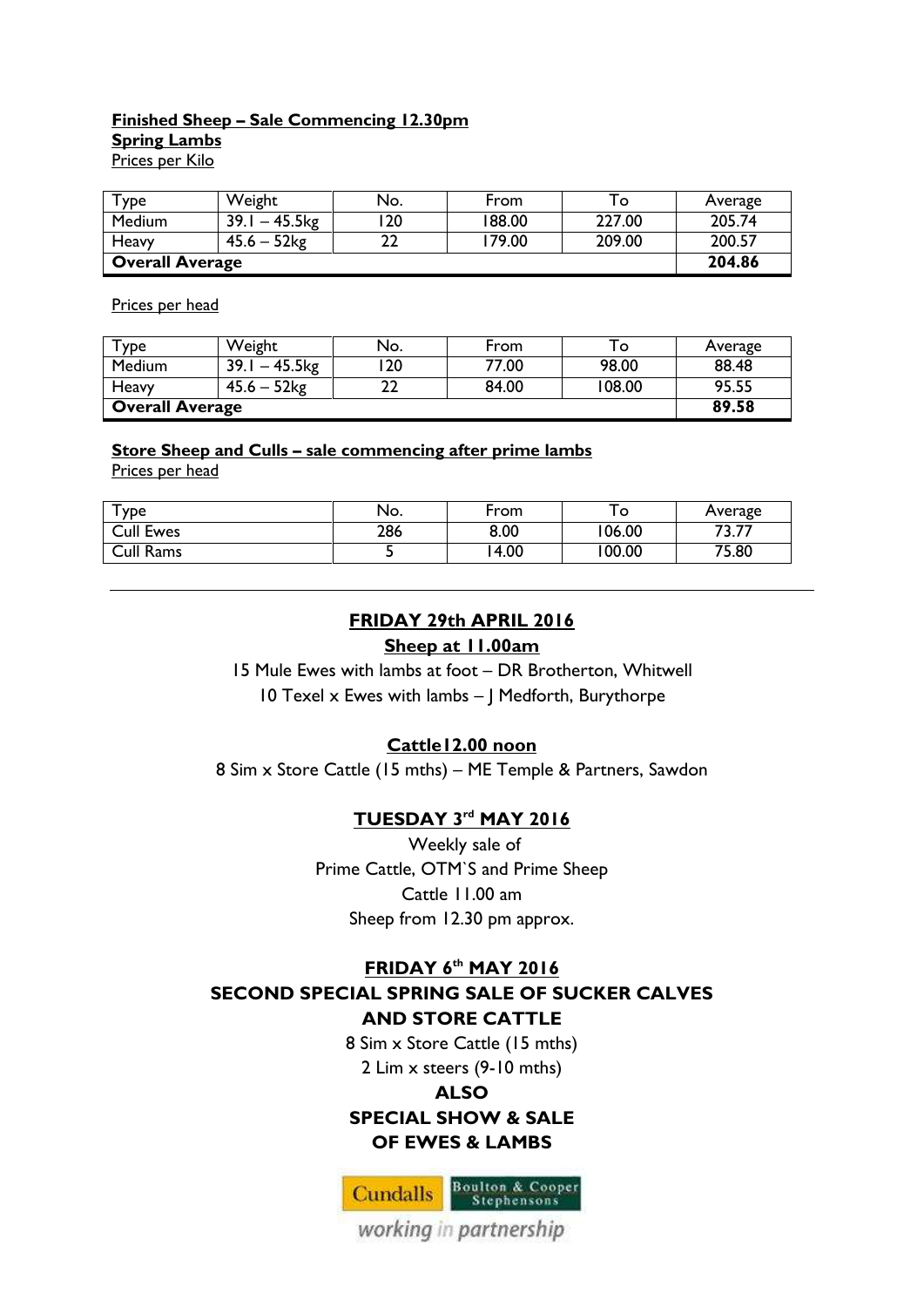**Finished Sheep – Sale Commencing 12.30pm**

**Spring Lambs**

Prices per Kilo

| Type | Weight | No. | From | To | Average |
|---|---|---|---|---|---|
| Medium | 39.1 – 45.5kg | 120 | 188.00 | 227.00 | 205.74 |
| Heavy | 45.6 – 52kg | 22 | 179.00 | 209.00 | 200.57 |
| **Overall Average** | | | | | **204.86** |

Prices per head

| Type | Weight | No. | From | To | Average |
|---|---|---|---|---|---|
| Medium | 39.1 – 45.5kg | 120 | 77.00 | 98.00 | 88.48 |
| Heavy | 45.6 – 52kg | 22 | 84.00 | 108.00 | 95.55 |
| **Overall Average** | | | | | **89.58** |

**Store Sheep and Culls – sale commencing after prime lambs**

Prices per head

| Type | No. | From | To | Average |
|---|---|---|---|---|
| Cull Ewes | 286 | 8.00 | 106.00 | 73.77 |
| Cull Rams | 5 | 14.00 | 100.00 | 75.80 |

---

**FRIDAY 29th APRIL 2016**

**Sheep at 11.00am**

15 Mule Ewes with lambs at foot – DR Brotherton, Whitwell

10 Texel x Ewes with lambs – J Medforth, Burythorpe

**Cattle12.00 noon**

8 Sim x Store Cattle (15 mths) – ME Temple & Partners, Sawdon

**TUESDAY 3rd MAY 2016**

Weekly sale of

Prime Cattle, OTM`S and Prime Sheep

Cattle 11.00 am

Sheep from 12.30 pm approx.

**FRIDAY 6th MAY 2016**

**SECOND SPECIAL SPRING SALE OF SUCKER CALVES AND STORE CATTLE**

8 Sim x Store Cattle (15 mths)

2 Lim x steers (9-10 mths)

**ALSO**

**SPECIAL SHOW & SALE OF EWES & LAMBS**

Cundalls | Boulton & Cooper Stephensons

working in partnership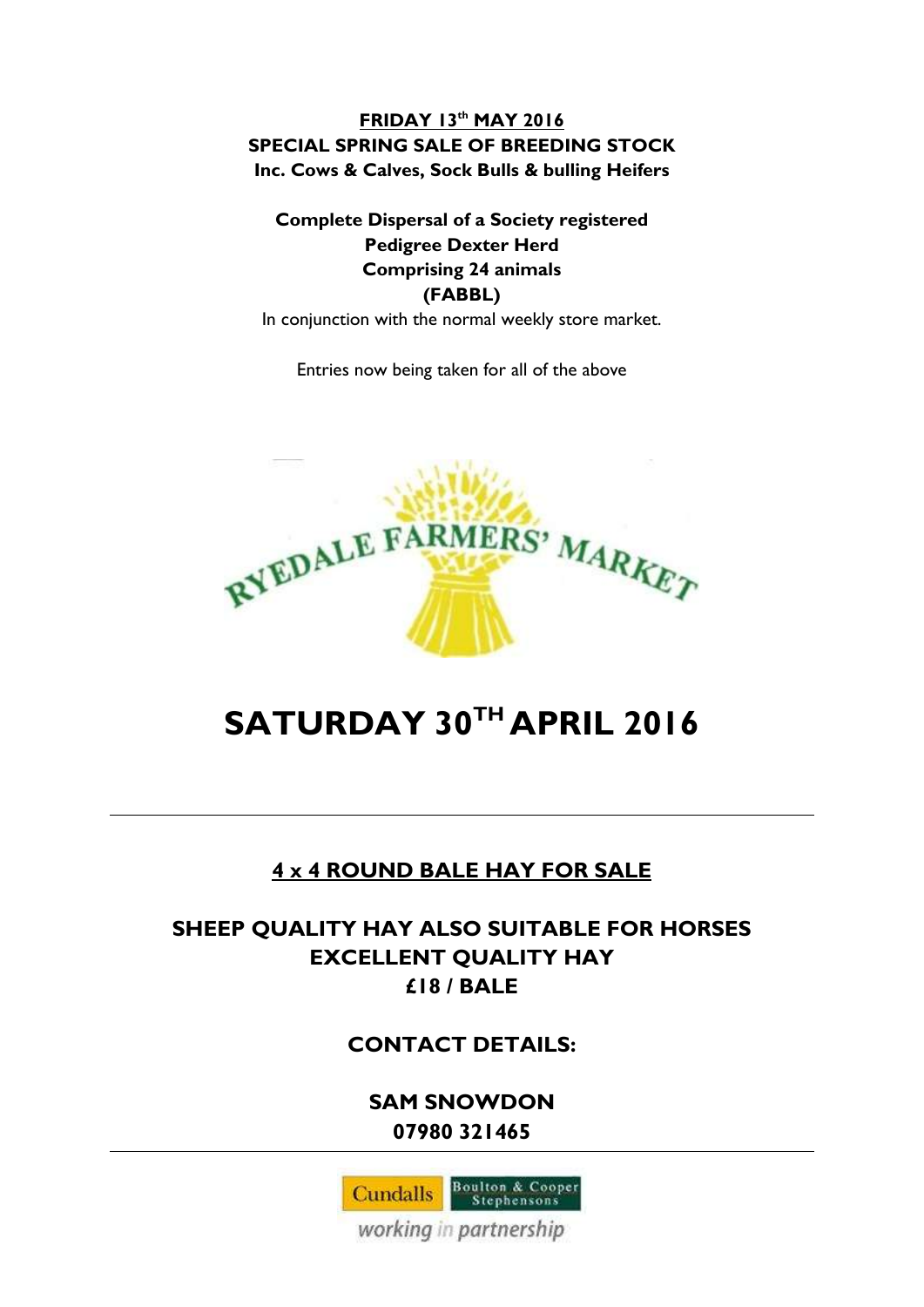**FRIDAY 13th MAY 2016**

**SPECIAL SPRING SALE OF BREEDING STOCK**

**Inc. Cows & Calves, Sock Bulls & bulling Heifers**

**Complete Dispersal of a Society registered Pedigree Dexter Herd Comprising 24 animals (FABBL)**

In conjunction with the normal weekly store market.

Entries now being taken for all of the above

RYEDALE FARMERS' MARKET

# SATURDAY 30TH APRIL 2016

---

## 4 x 4 ROUND BALE HAY FOR SALE

**SHEEP QUALITY HAY ALSO SUITABLE FOR HORSES**

**EXCELLENT QUALITY HAY**

**£18 / BALE**

**CONTACT DETAILS:**

**SAM SNOWDON**

**07980 321465**

---

Cundalls | Boulton & Cooper Stephensons

*working in partnership*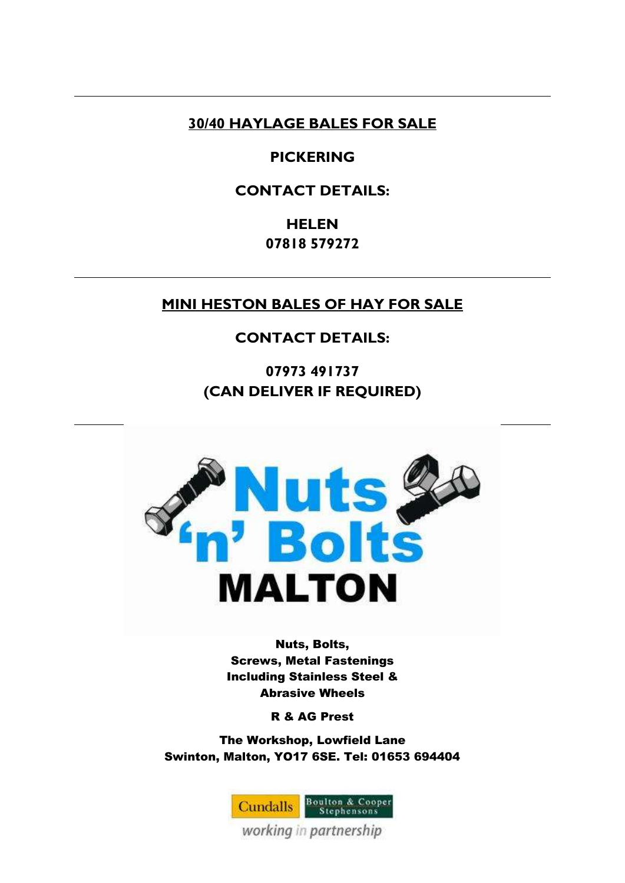---

**30/40 HAYLAGE BALES FOR SALE**

**PICKERING**

**CONTACT DETAILS:**

**HELEN**
**07818 579272**

---

**MINI HESTON BALES OF HAY FOR SALE**

**CONTACT DETAILS:**

**07973 491737**
**(CAN DELIVER IF REQUIRED)**

---

**Nuts 'n' Bolts MALTON**

**Nuts, Bolts,**
**Screws, Metal Fastenings**
**Including Stainless Steel &**
**Abrasive Wheels**

**R & AG Prest**

**The Workshop, Lowfield Lane**
**Swinton, Malton, YO17 6SE. Tel: 01653 694404**

Cundalls | Boulton & Cooper Stephensons

working in partnership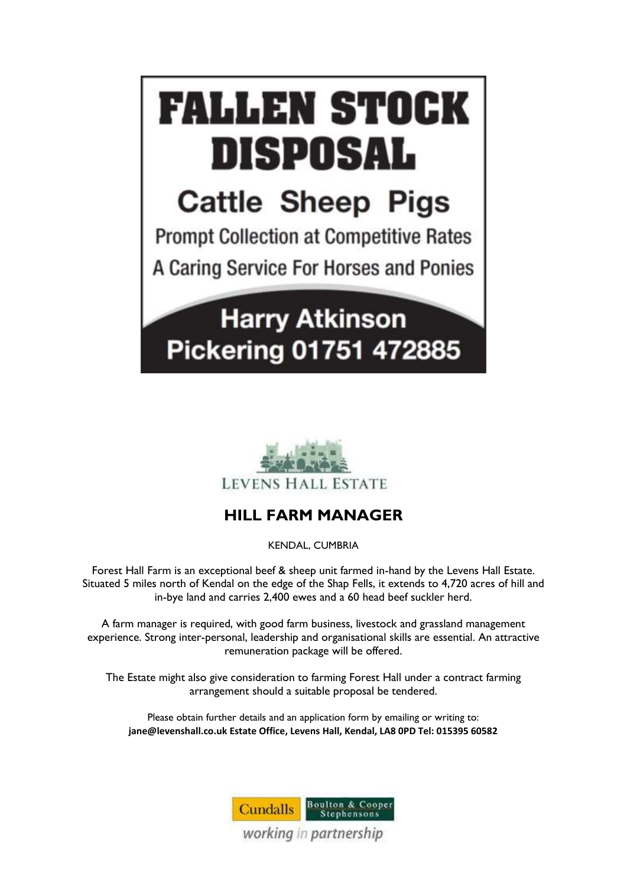# FALLEN STOCK DISPOSAL

## Cattle Sheep Pigs

Prompt Collection at Competitive Rates

A Caring Service For Horses and Ponies

**Harry Atkinson**
**Pickering 01751 472885**

LEVENS HALL ESTATE

## HILL FARM MANAGER

KENDAL, CUMBRIA

Forest Hall Farm is an exceptional beef & sheep unit farmed in-hand by the Levens Hall Estate. Situated 5 miles north of Kendal on the edge of the Shap Fells, it extends to 4,720 acres of hill and in-bye land and carries 2,400 ewes and a 60 head beef suckler herd.

A farm manager is required, with good farm business, livestock and grassland management experience. Strong inter-personal, leadership and organisational skills are essential. An attractive remuneration package will be offered.

The Estate might also give consideration to farming Forest Hall under a contract farming arrangement should a suitable proposal be tendered.

Please obtain further details and an application form by emailing or writing to:
**jane@levenshall.co.uk Estate Office, Levens Hall, Kendal, LA8 0PD Tel: 015395 60582**

Cundalls | Boulton & Cooper Stephensons

*working in partnership*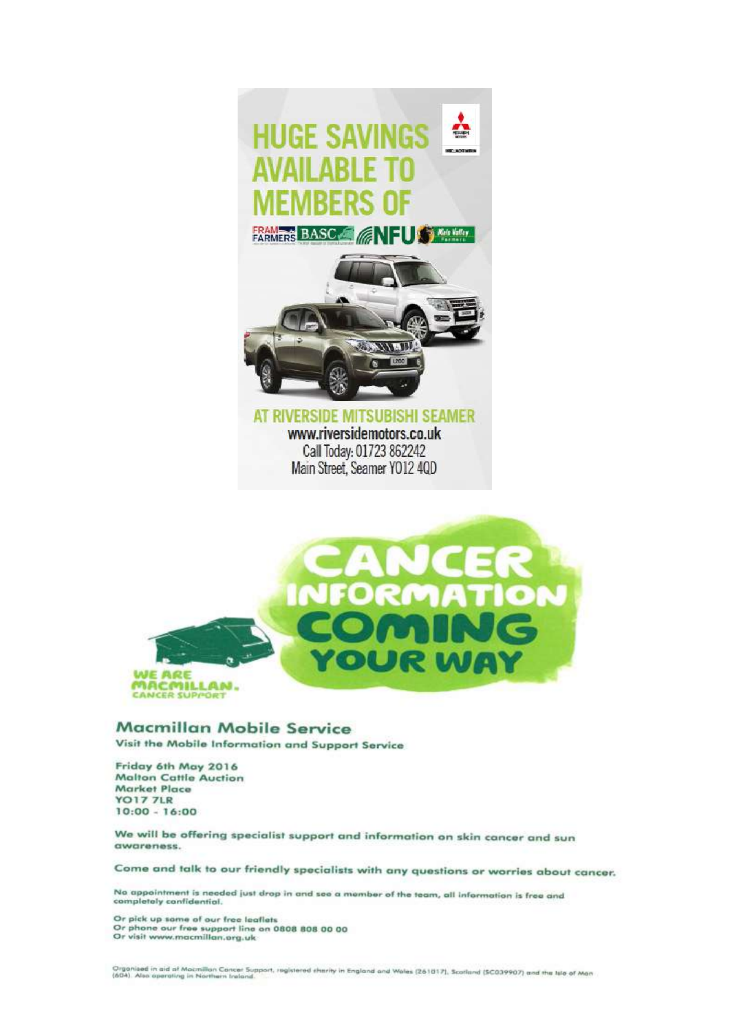# HUGE SAVINGS AVAILABLE TO MEMBERS OF

FRAM FARMERS BASC NFU Malo Valley Farmers

## AT RIVERSIDE MITSUBISHI SEAMER

www.riversidemotors.co.uk

Call Today: 01723 862242

Main Street, Seamer YO12 4QD

# CANCER INFORMATION COMING YOUR WAY

WE ARE MACMILLAN. CANCER SUPPORT

## Macmillan Mobile Service

**Visit the Mobile Information and Support Service**

**Friday 6th May 2016**
**Malton Cattle Auction**
**Market Place**
**YO17 7LR**
**10:00 - 16:00**

We will be offering specialist support and information on skin cancer and sun awareness.

Come and talk to our friendly specialists with any questions or worries about cancer.

No appointment is needed just drop in and see a member of the team, all information is free and completely confidential.

Or pick up some of our free leaflets
Or phone our free support line on 0808 808 00 00
Or visit www.macmillan.org.uk

Organised in aid of Macmillan Cancer Support, registered charity in England and Wales (261017), Scotland (SC039907) and the Isle of Man (604). Also operating in Northern Ireland.